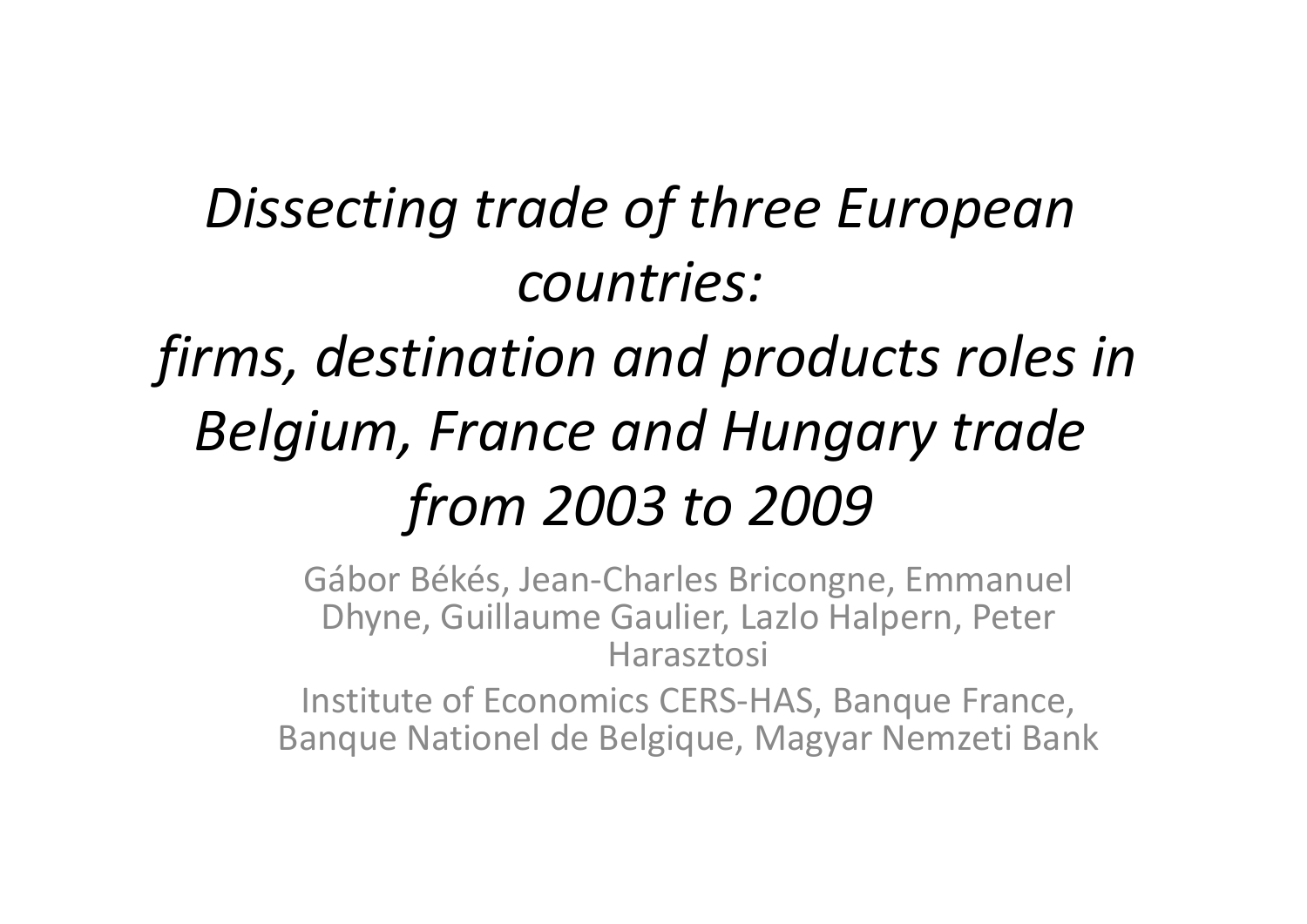# *Dissecting trade of three European countries: firms, destination and products roles in Belgium, France and Hungary trade from 2003 to 2009*

Gábor Békés, Jean-Charles Bricongne, Emmanuel Dhyne, Guillaume Gaulier, Lazlo Halpern, Peter Harasztosi

Institute of Economics CERS-HAS, Banque France, Banque Nationel de Belgique, Magyar Nemzeti Bank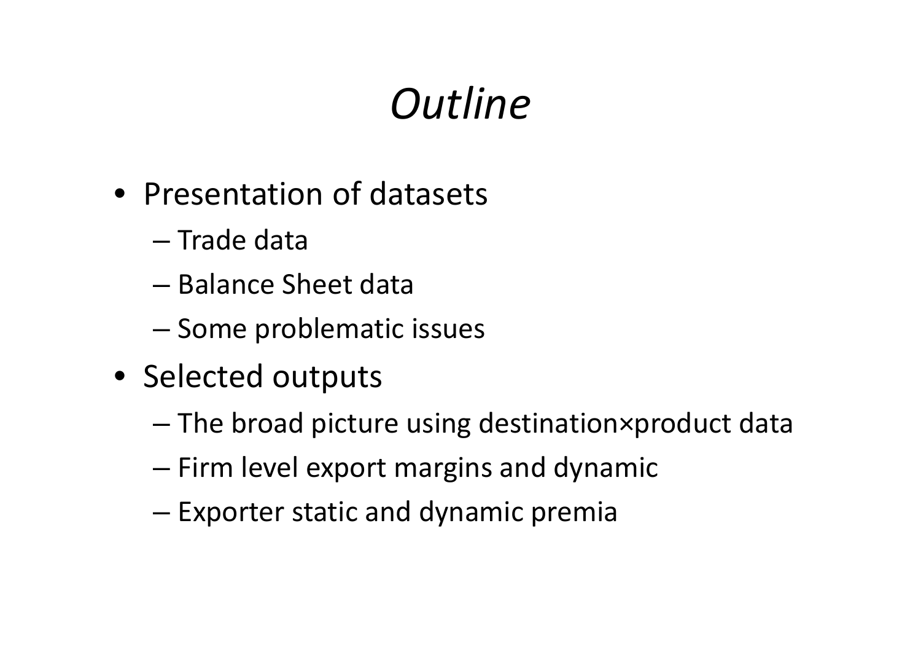# *Outline*

- Presentation of datasets
  - Trade data
  - Balance Sheet data
  - Some problematic issues
- Selected outputs
  - The broad picture using destination×product data
  - Firm level export margins and dynamic
  - Exporter static and dynamic premia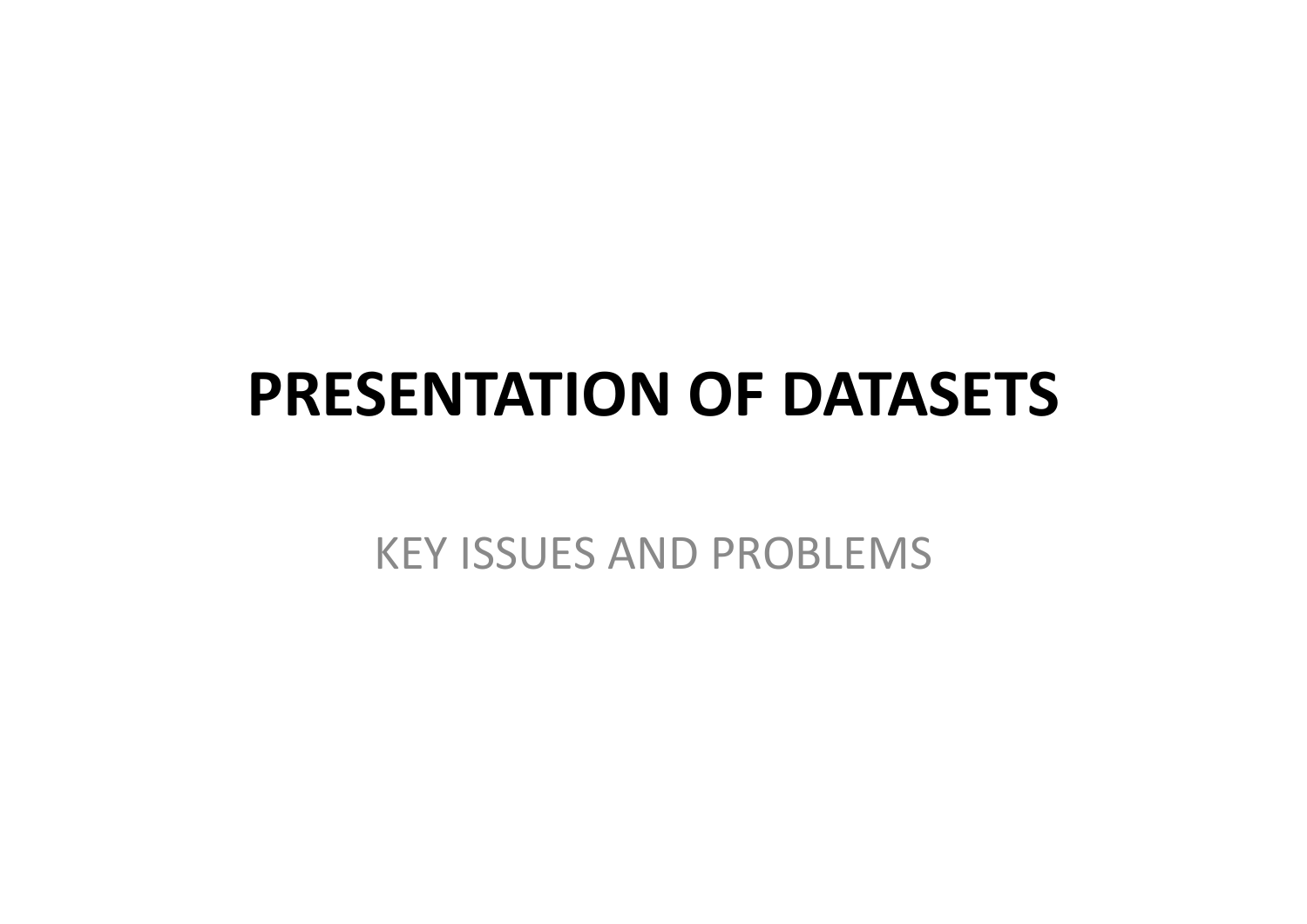# PRESENTATION OF DATASETS

KEY ISSUES AND PROBLEMS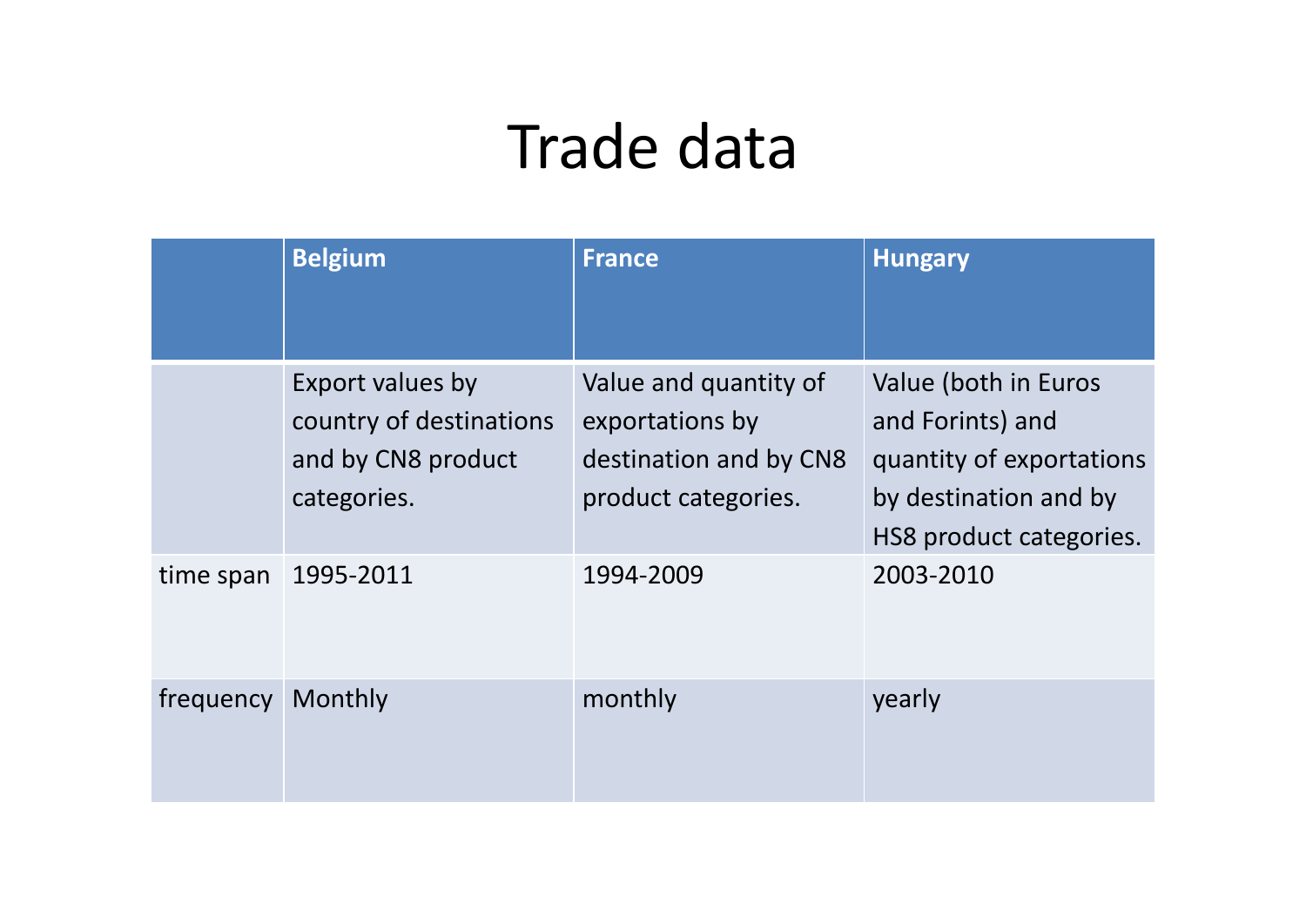# Trade data

| | Belgium | France | Hungary |
|---|---|---|---|
| | Export values by country of destinations and by CN8 product categories. | Value and quantity of exportations by destination and by CN8 product categories. | Value (both in Euros and Forints) and quantity of exportations by destination and by HS8 product categories. |
| time span | 1995-2011 | 1994-2009 | 2003-2010 |
| frequency | Monthly | monthly | yearly |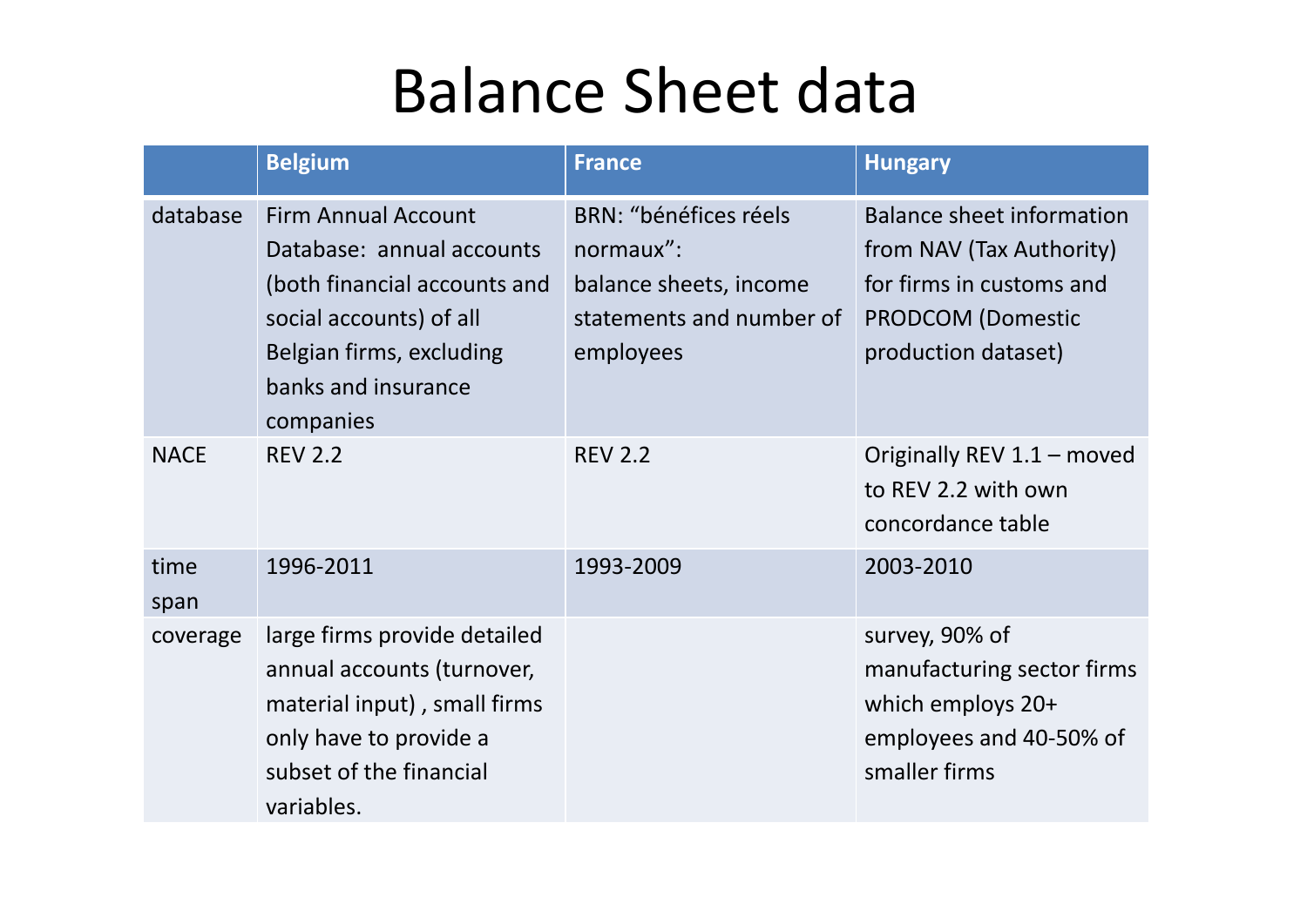# Balance Sheet data

| | Belgium | France | Hungary |
|---|---|---|---|
| database | Firm Annual Account Database: annual accounts (both financial accounts and social accounts) of all Belgian firms, excluding banks and insurance companies | BRN: "bénéfices réels normaux": balance sheets, income statements and number of employees | Balance sheet information from NAV (Tax Authority) for firms in customs and PRODCOM (Domestic production dataset) |
| NACE | REV 2.2 | REV 2.2 | Originally REV 1.1 – moved to REV 2.2 with own concordance table |
| time span | 1996-2011 | 1993-2009 | 2003-2010 |
| coverage | large firms provide detailed annual accounts (turnover, material input) , small firms only have to provide a subset of the financial variables. | | survey, 90% of manufacturing sector firms which employs 20+ employees and 40-50% of smaller firms |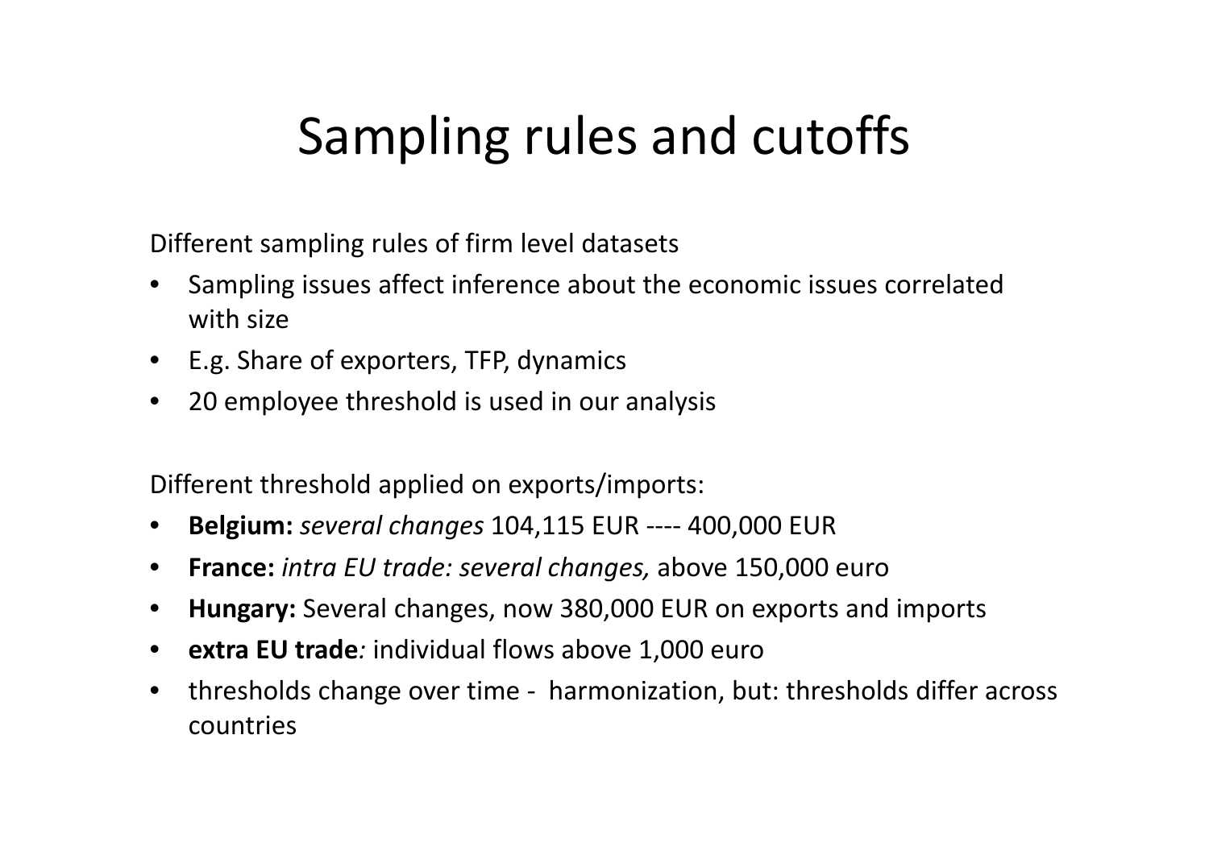# Sampling rules and cutoffs

Different sampling rules of firm level datasets

- Sampling issues affect inference about the economic issues correlated with size
- E.g. Share of exporters, TFP, dynamics
- 20 employee threshold is used in our analysis

Different threshold applied on exports/imports:

- **Belgium:** *several changes* 104,115 EUR ---- 400,000 EUR
- **France:** *intra EU trade: several changes,* above 150,000 euro
- **Hungary:** Several changes, now 380,000 EUR on exports and imports
- **extra EU trade***:* individual flows above 1,000 euro
- thresholds change over time - harmonization, but: thresholds differ across countries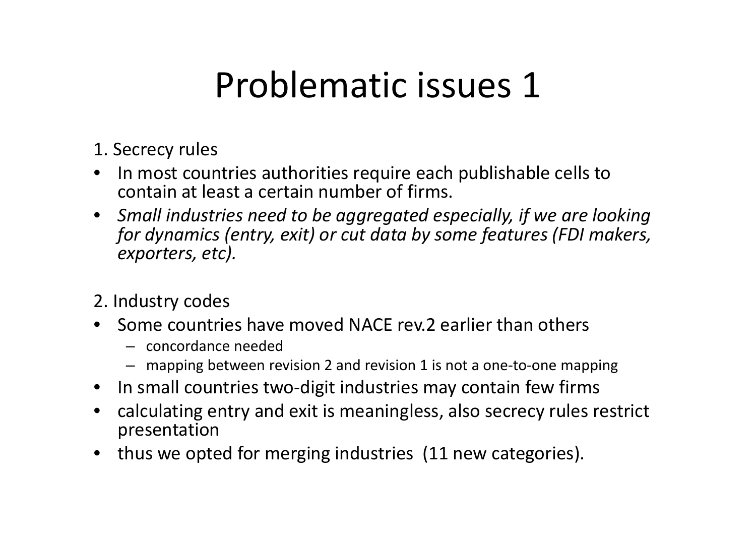# Problematic issues 1

1. Secrecy rules

- In most countries authorities require each publishable cells to contain at least a certain number of firms.
- *Small industries need to be aggregated especially, if we are looking for dynamics (entry, exit) or cut data by some features (FDI makers, exporters, etc).*

2. Industry codes

- Some countries have moved NACE rev.2 earlier than others
  - concordance needed
  - mapping between revision 2 and revision 1 is not a one-to-one mapping
- In small countries two-digit industries may contain few firms
- calculating entry and exit is meaningless, also secrecy rules restrict presentation
- thus we opted for merging industries (11 new categories).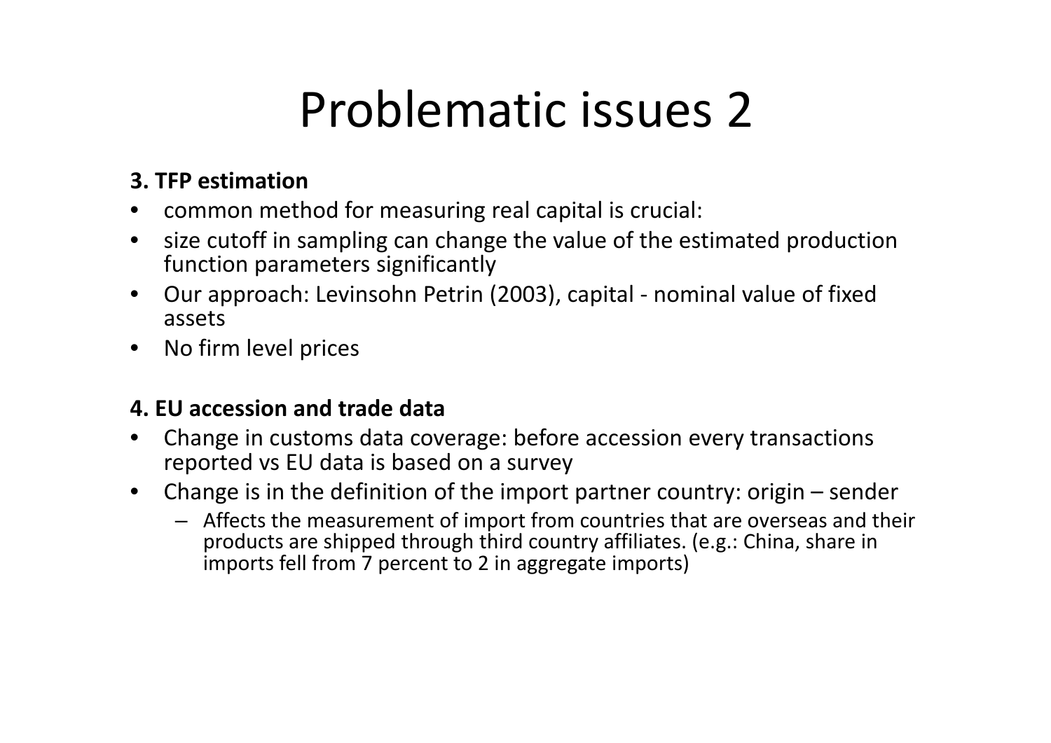# Problematic issues 2

**3. TFP estimation**

- common method for measuring real capital is crucial:
- size cutoff in sampling can change the value of the estimated production function parameters significantly
- Our approach: Levinsohn Petrin (2003), capital - nominal value of fixed assets
- No firm level prices

**4. EU accession and trade data**

- Change in customs data coverage: before accession every transactions reported vs EU data is based on a survey
- Change is in the definition of the import partner country: origin – sender
  - Affects the measurement of import from countries that are overseas and their products are shipped through third country affiliates. (e.g.: China, share in imports fell from 7 percent to 2 in aggregate imports)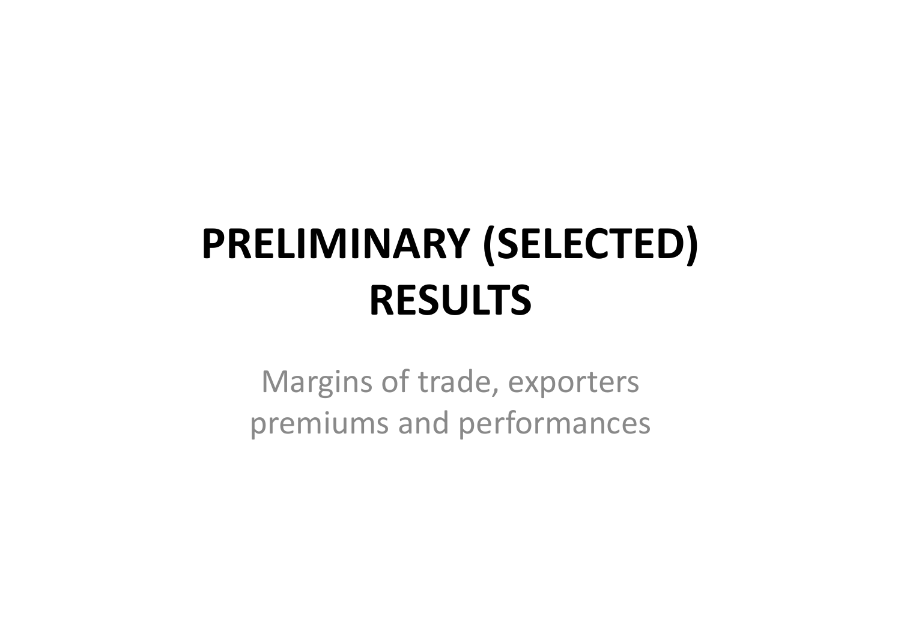# PRELIMINARY (SELECTED) RESULTS

Margins of trade, exporters premiums and performances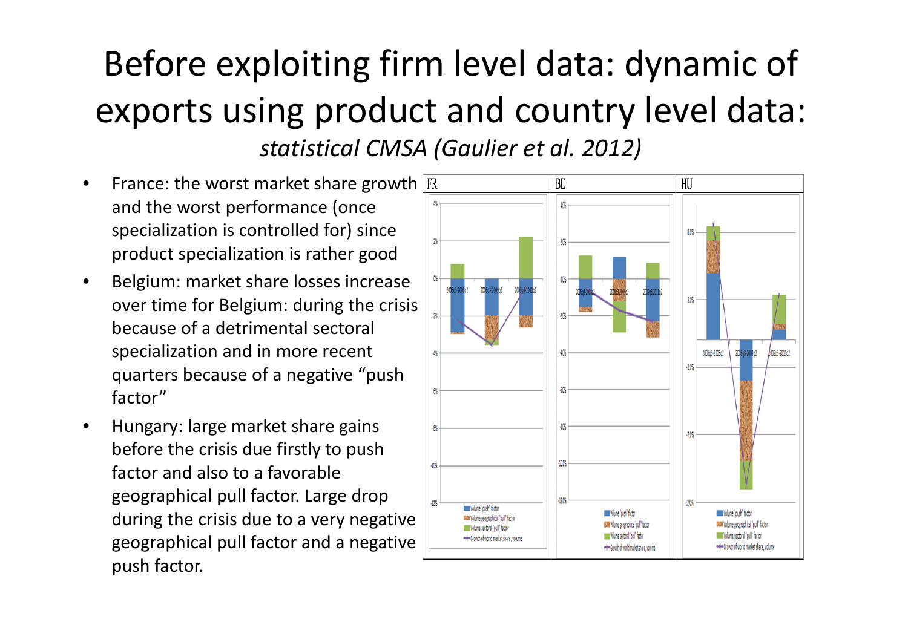# Before exploiting firm level data: dynamic of exports using product and country level data:

*statistical CMSA (Gaulier et al. 2012)*

- France: the worst market share growth and the worst performance (once specialization is controlled for) since product specialization is rather good
- Belgium: market share losses increase over time for Belgium: during the crisis because of a detrimental sectoral specialization and in more recent quarters because of a negative "push factor"
- Hungary: large market share gains before the crisis due firstly to push factor and also to a favorable geographical pull factor. Large drop during the crisis due to a very negative geographical pull factor and a negative push factor.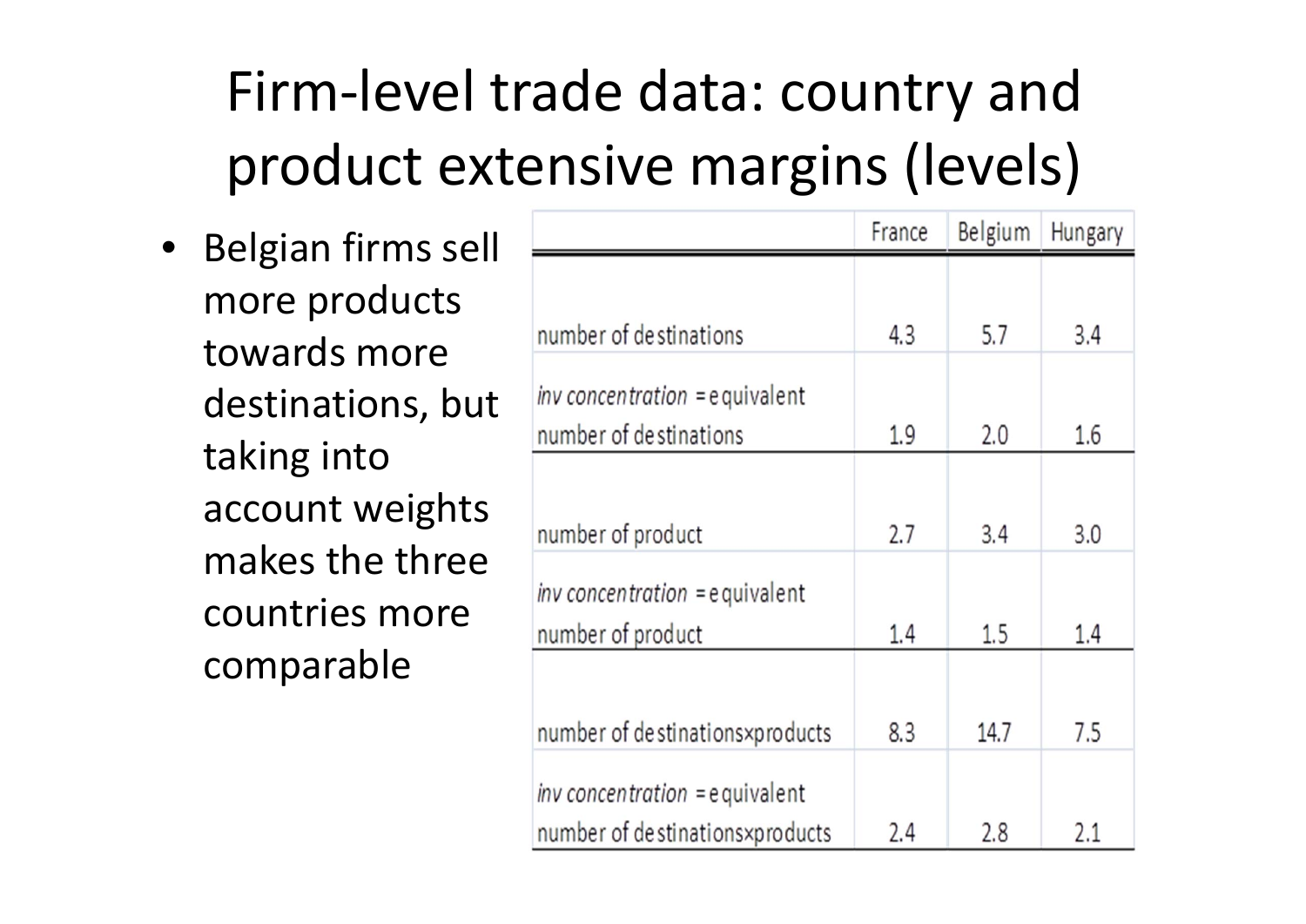# Firm-level trade data: country and product extensive margins (levels)

- Belgian firms sell more products towards more destinations, but taking into account weights makes the three countries more comparable

| | France | Belgium | Hungary |
|---|---|---|---|
| number of destinations | 4.3 | 5.7 | 3.4 |
| *inv concentration* = equivalent number of destinations | 1.9 | 2.0 | 1.6 |
| number of product | 2.7 | 3.4 | 3.0 |
| *inv concentration* = equivalent number of product | 1.4 | 1.5 | 1.4 |
| number of destinations×products | 8.3 | 14.7 | 7.5 |
| *inv concentration* = equivalent number of destinations×products | 2.4 | 2.8 | 2.1 |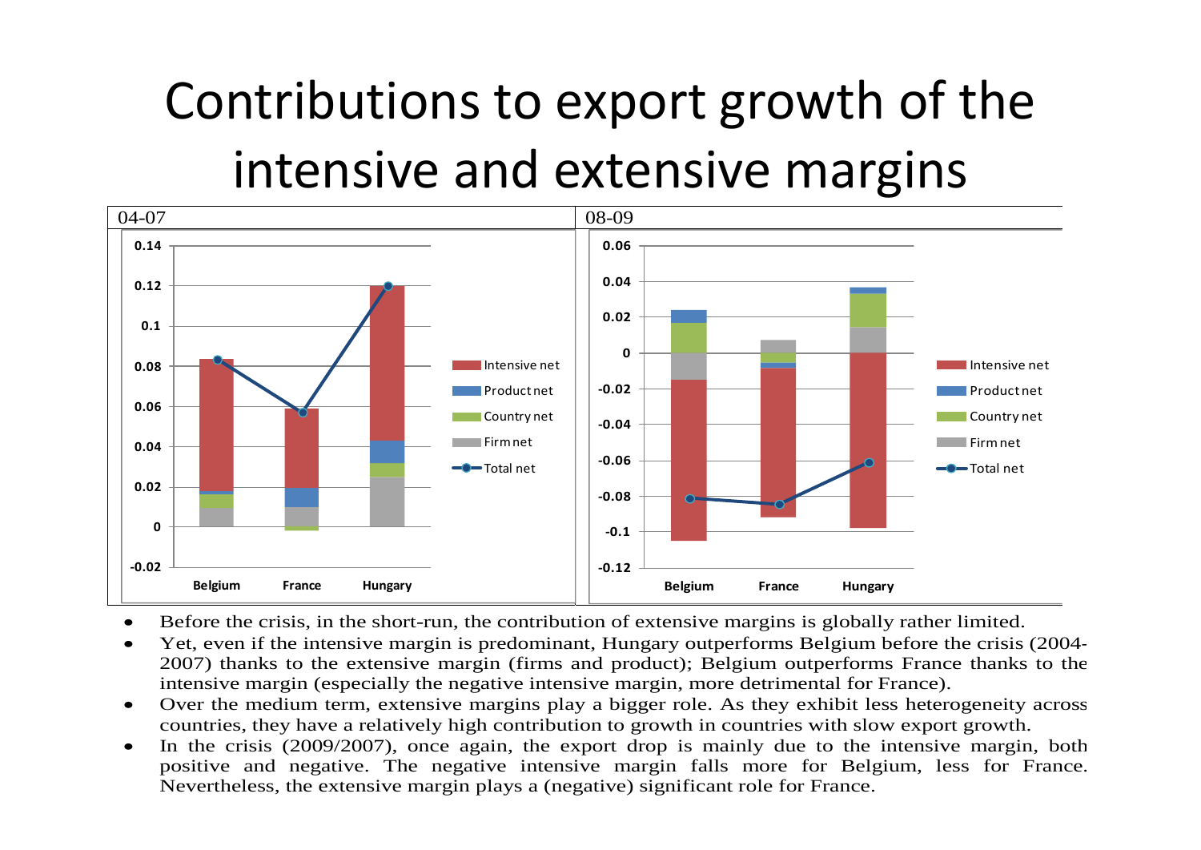# Contributions to export growth of the intensive and extensive margins

- Before the crisis, in the short-run, the contribution of extensive margins is globally rather limited.
- Yet, even if the intensive margin is predominant, Hungary outperforms Belgium before the crisis (2004-2007) thanks to the extensive margin (firms and product); Belgium outperforms France thanks to the intensive margin (especially the negative intensive margin, more detrimental for France).
- Over the medium term, extensive margins play a bigger role. As they exhibit less heterogeneity across countries, they have a relatively high contribution to growth in countries with slow export growth.
- In the crisis (2009/2007), once again, the export drop is mainly due to the intensive margin, both positive and negative. The negative intensive margin falls more for Belgium, less for France. Nevertheless, the extensive margin plays a (negative) significant role for France.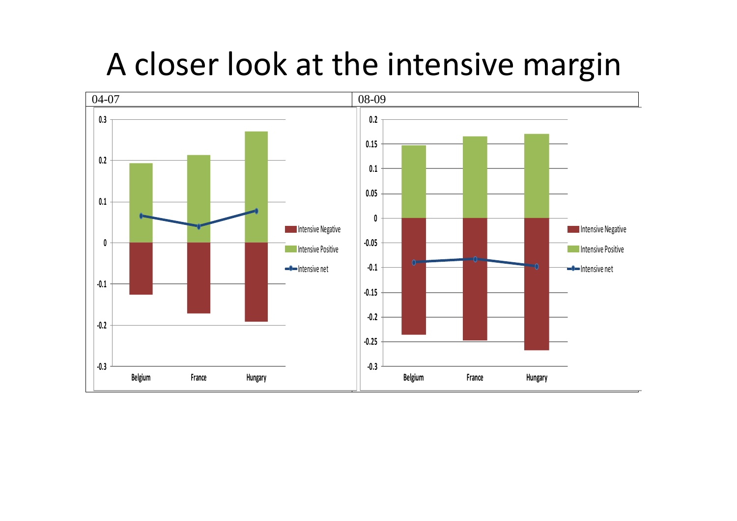# A closer look at the intensive margin

| 04-07 | 08-09 |
| --- | --- |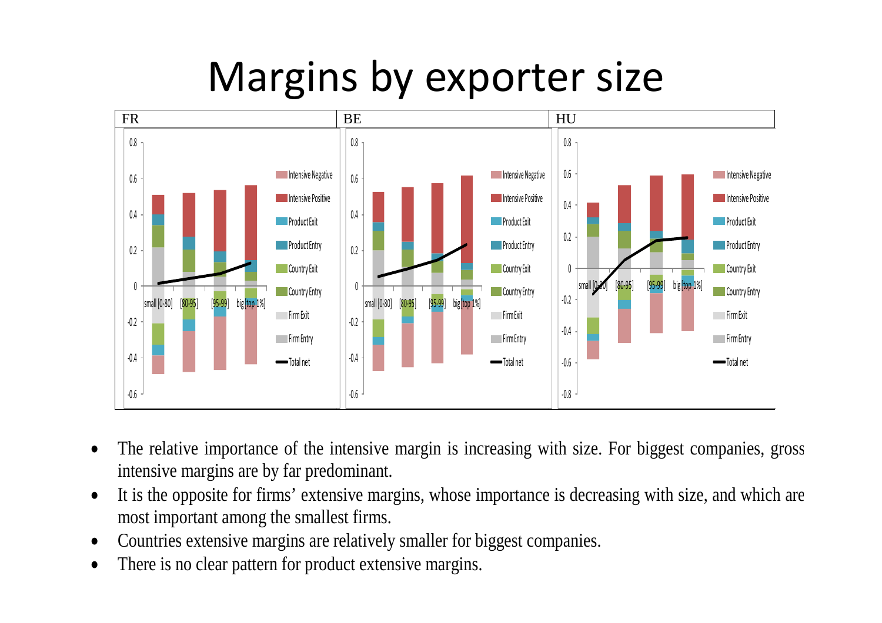# Margins by exporter size

- The relative importance of the intensive margin is increasing with size. For biggest companies, gross intensive margins are by far predominant.
- It is the opposite for firms' extensive margins, whose importance is decreasing with size, and which are most important among the smallest firms.
- Countries extensive margins are relatively smaller for biggest companies.
- There is no clear pattern for product extensive margins.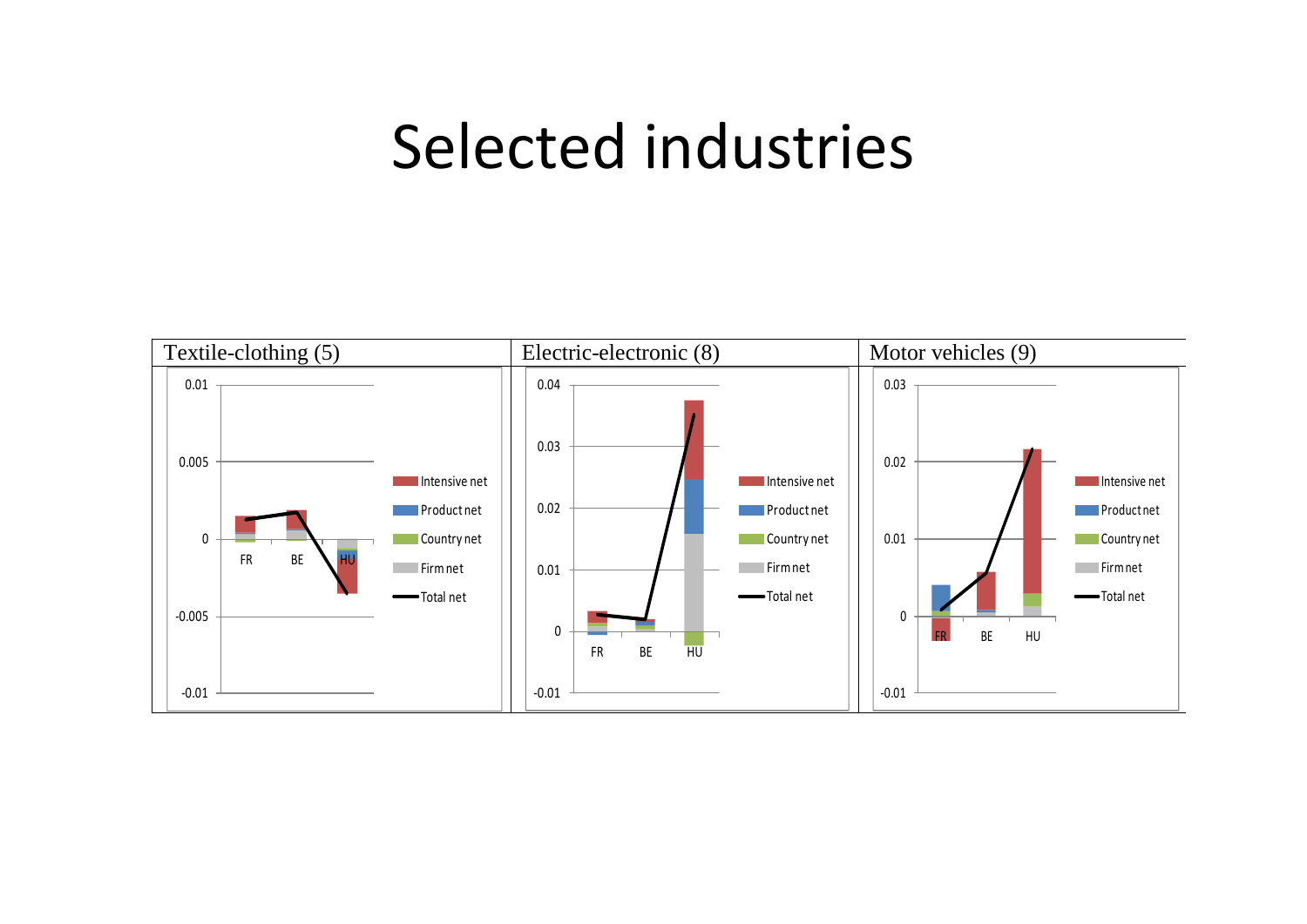# Selected industries

| Textile-clothing (5) | Electric-electronic (8) | Motor vehicles (9) |
| --- | --- | --- |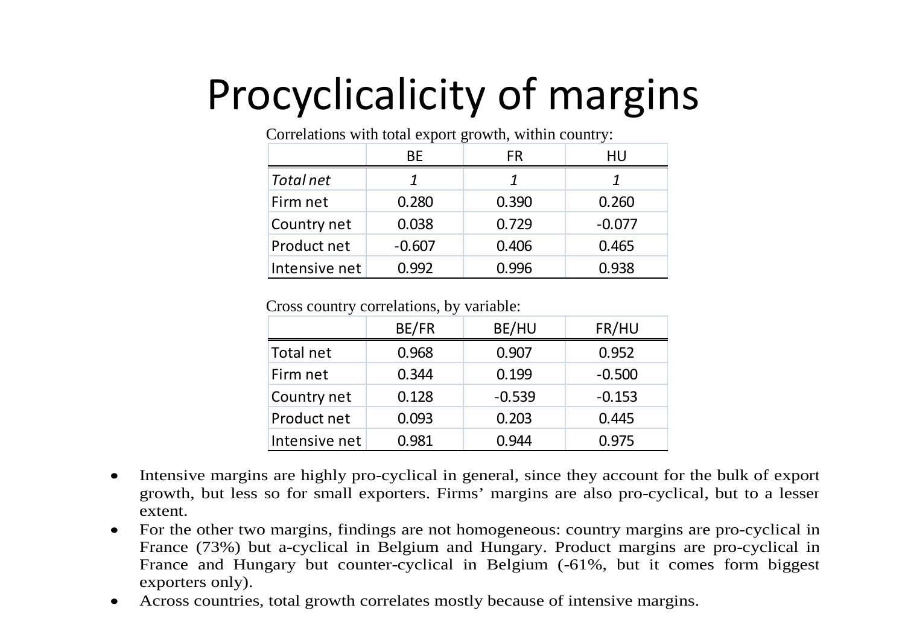# Procyclicalicity of margins

Correlations with total export growth, within country:

| | BE | FR | HU |
|---|---|---|---|
| *Total net* | *1* | *1* | *1* |
| Firm net | 0.280 | 0.390 | 0.260 |
| Country net | 0.038 | 0.729 | -0.077 |
| Product net | -0.607 | 0.406 | 0.465 |
| Intensive net | 0.992 | 0.996 | 0.938 |

Cross country correlations, by variable:

| | BE/FR | BE/HU | FR/HU |
|---|---|---|---|
| Total net | 0.968 | 0.907 | 0.952 |
| Firm net | 0.344 | 0.199 | -0.500 |
| Country net | 0.128 | -0.539 | -0.153 |
| Product net | 0.093 | 0.203 | 0.445 |
| Intensive net | 0.981 | 0.944 | 0.975 |

- Intensive margins are highly pro-cyclical in general, since they account for the bulk of export growth, but less so for small exporters. Firms' margins are also pro-cyclical, but to a lesser extent.
- For the other two margins, findings are not homogeneous: country margins are pro-cyclical in France (73%) but a-cyclical in Belgium and Hungary. Product margins are pro-cyclical in France and Hungary but counter-cyclical in Belgium (-61%, but it comes form biggest exporters only).
- Across countries, total growth correlates mostly because of intensive margins.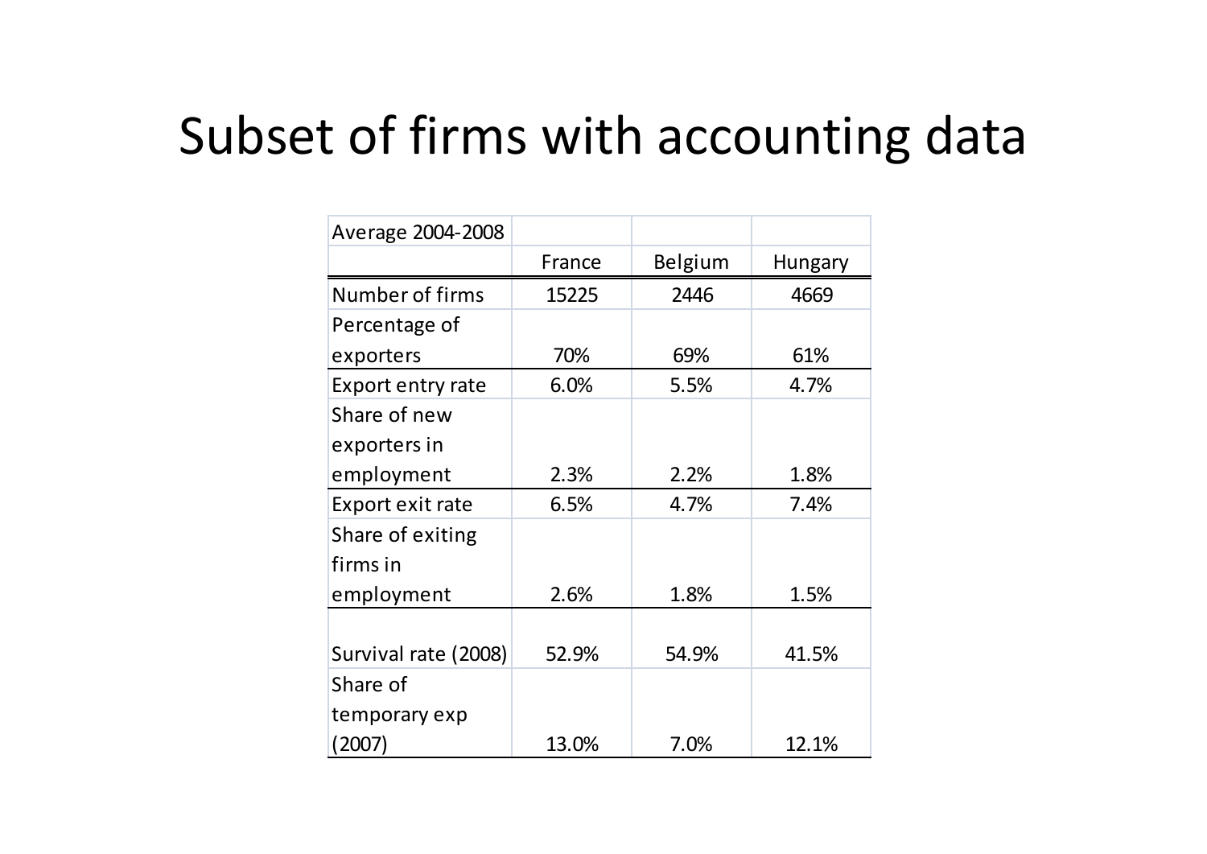# Subset of firms with accounting data

| Average 2004-2008 | | | |
|---|---|---|---|
| | France | Belgium | Hungary |
| Number of firms | 15225 | 2446 | 4669 |
| Percentage of exporters | 70% | 69% | 61% |
| Export entry rate | 6.0% | 5.5% | 4.7% |
| Share of new exporters in employment | 2.3% | 2.2% | 1.8% |
| Export exit rate | 6.5% | 4.7% | 7.4% |
| Share of exiting firms in employment | 2.6% | 1.8% | 1.5% |
| Survival rate (2008) | 52.9% | 54.9% | 41.5% |
| Share of temporary exp (2007) | 13.0% | 7.0% | 12.1% |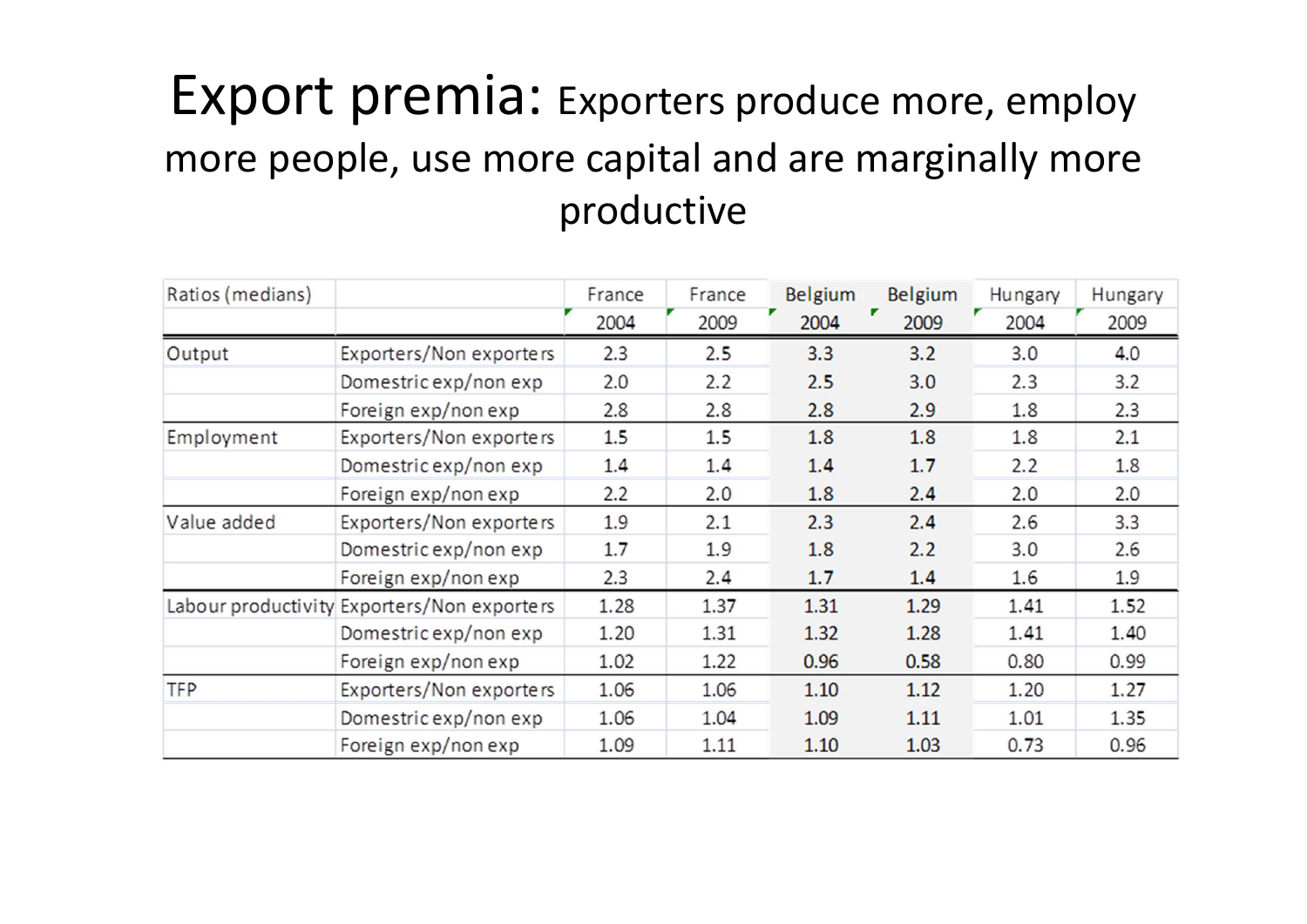# Export premia: Exporters produce more, employ more people, use more capital and are marginally more productive

| Ratios (medians) | | France 2004 | France 2009 | Belgium 2004 | Belgium 2009 | Hungary 2004 | Hungary 2009 |
|---|---|---|---|---|---|---|---|
| Output | Exporters/Non exporters | 2.3 | 2.5 | 3.3 | 3.2 | 3.0 | 4.0 |
| | Domestric exp/non exp | 2.0 | 2.2 | 2.5 | 3.0 | 2.3 | 3.2 |
| | Foreign exp/non exp | 2.8 | 2.8 | 2.8 | 2.9 | 1.8 | 2.3 |
| Employment | Exporters/Non exporters | 1.5 | 1.5 | 1.8 | 1.8 | 1.8 | 2.1 |
| | Domestric exp/non exp | 1.4 | 1.4 | 1.4 | 1.7 | 2.2 | 1.8 |
| | Foreign exp/non exp | 2.2 | 2.0 | 1.8 | 2.4 | 2.0 | 2.0 |
| Value added | Exporters/Non exporters | 1.9 | 2.1 | 2.3 | 2.4 | 2.6 | 3.3 |
| | Domestric exp/non exp | 1.7 | 1.9 | 1.8 | 2.2 | 3.0 | 2.6 |
| | Foreign exp/non exp | 2.3 | 2.4 | 1.7 | 1.4 | 1.6 | 1.9 |
| Labour productivity | Exporters/Non exporters | 1.28 | 1.37 | 1.31 | 1.29 | 1.41 | 1.52 |
| | Domestric exp/non exp | 1.20 | 1.31 | 1.32 | 1.28 | 1.41 | 1.40 |
| | Foreign exp/non exp | 1.02 | 1.22 | 0.96 | 0.58 | 0.80 | 0.99 |
| TFP | Exporters/Non exporters | 1.06 | 1.06 | 1.10 | 1.12 | 1.20 | 1.27 |
| | Domestric exp/non exp | 1.06 | 1.04 | 1.09 | 1.11 | 1.01 | 1.35 |
| | Foreign exp/non exp | 1.09 | 1.11 | 1.10 | 1.03 | 0.73 | 0.96 |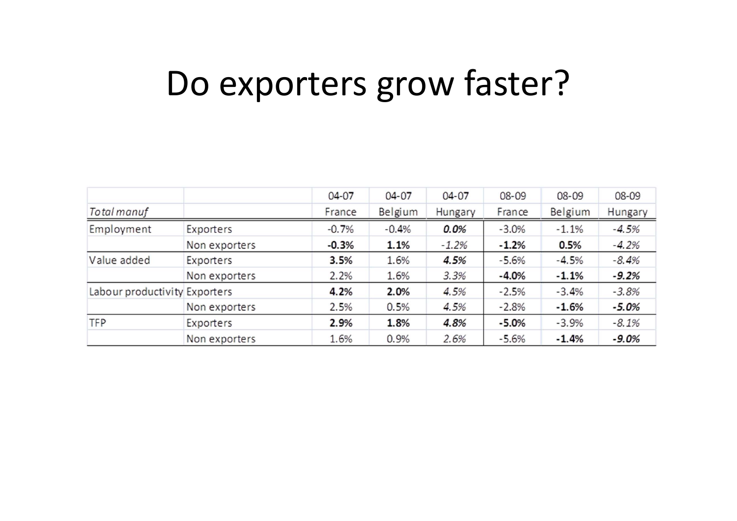# Do exporters grow faster?

| | | 04-07 | 04-07 | 04-07 | 08-09 | 08-09 | 08-09 |
|---|---|---|---|---|---|---|---|
| *Total manuf* | | France | Belgium | Hungary | France | Belgium | Hungary |
| Employment | Exporters | -0.7% | -0.4% | ***0.0%*** | -3.0% | -1.1% | *-4.5%* |
| | Non exporters | **-0.3%** | **1.1%** | *-1.2%* | **-1.2%** | **0.5%** | *-4.2%* |
| Value added | Exporters | **3.5%** | 1.6% | ***4.5%*** | -5.6% | -4.5% | *-8.4%* |
| | Non exporters | 2.2% | 1.6% | *3.3%* | **-4.0%** | **-1.1%** | ***-9.2%*** |
| Labour productivity | Exporters | **4.2%** | **2.0%** | *4.5%* | -2.5% | -3.4% | *-3.8%* |
| | Non exporters | 2.5% | 0.5% | *4.5%* | -2.8% | **-1.6%** | ***-5.0%*** |
| TFP | Exporters | **2.9%** | **1.8%** | ***4.8%*** | **-5.0%** | -3.9% | *-8.1%* |
| | Non exporters | 1.6% | 0.9% | *2.6%* | -5.6% | **-1.4%** | ***-9.0%*** |